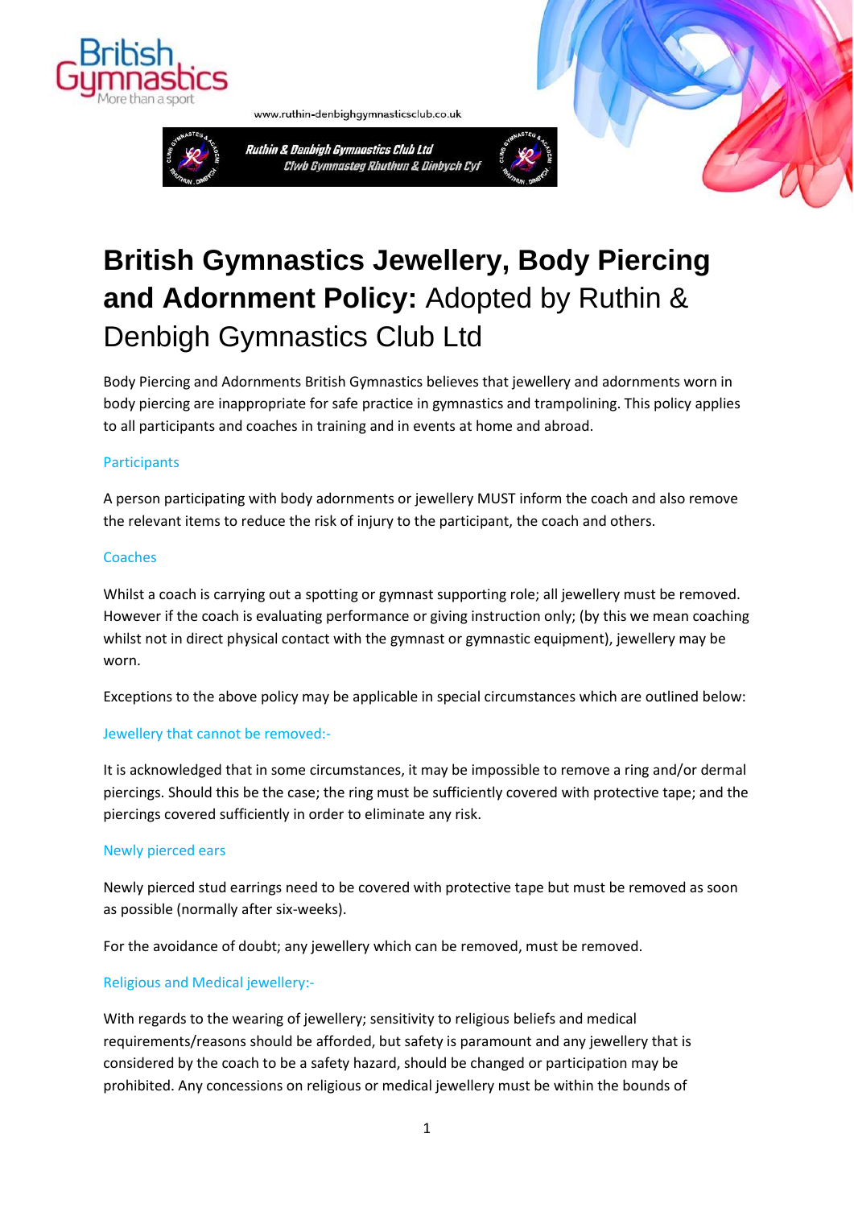www.ruthin-denbighgymnasticsclub.co.uk

Ruthin & Denbigh Gymnastics Club Ltd
Clwb Gymnasteg Rhuthun & Dinbych Cyf

# **British Gymnastics Jewellery, Body Piercing and Adornment Policy:** Adopted by Ruthin & Denbigh Gymnastics Club Ltd

Body Piercing and Adornments British Gymnastics believes that jewellery and adornments worn in body piercing are inappropriate for safe practice in gymnastics and trampolining. This policy applies to all participants and coaches in training and in events at home and abroad.

## Participants

A person participating with body adornments or jewellery MUST inform the coach and also remove the relevant items to reduce the risk of injury to the participant, the coach and others.

## Coaches

Whilst a coach is carrying out a spotting or gymnast supporting role; all jewellery must be removed. However if the coach is evaluating performance or giving instruction only; (by this we mean coaching whilst not in direct physical contact with the gymnast or gymnastic equipment), jewellery may be worn.

Exceptions to the above policy may be applicable in special circumstances which are outlined below:

## Jewellery that cannot be removed:-

It is acknowledged that in some circumstances, it may be impossible to remove a ring and/or dermal piercings. Should this be the case; the ring must be sufficiently covered with protective tape; and the piercings covered sufficiently in order to eliminate any risk.

## Newly pierced ears

Newly pierced stud earrings need to be covered with protective tape but must be removed as soon as possible (normally after six-weeks).

For the avoidance of doubt; any jewellery which can be removed, must be removed.

## Religious and Medical jewellery:-

With regards to the wearing of jewellery; sensitivity to religious beliefs and medical requirements/reasons should be afforded, but safety is paramount and any jewellery that is considered by the coach to be a safety hazard, should be changed or participation may be prohibited. Any concessions on religious or medical jewellery must be within the bounds of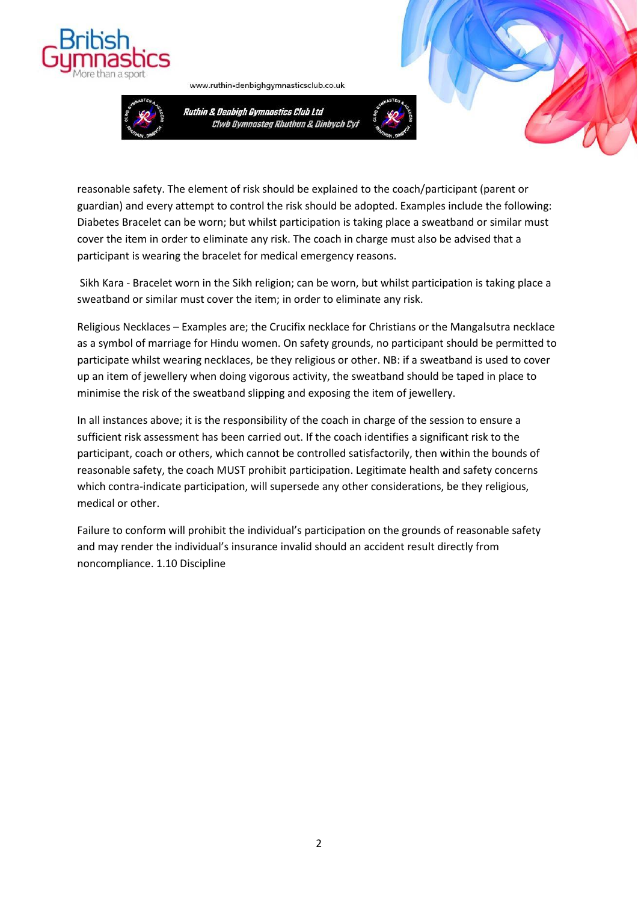reasonable safety. The element of risk should be explained to the coach/participant (parent or guardian) and every attempt to control the risk should be adopted. Examples include the following: Diabetes Bracelet can be worn; but whilst participation is taking place a sweatband or similar must cover the item in order to eliminate any risk. The coach in charge must also be advised that a participant is wearing the bracelet for medical emergency reasons.

Sikh Kara - Bracelet worn in the Sikh religion; can be worn, but whilst participation is taking place a sweatband or similar must cover the item; in order to eliminate any risk.

Religious Necklaces – Examples are; the Crucifix necklace for Christians or the Mangalsutra necklace as a symbol of marriage for Hindu women. On safety grounds, no participant should be permitted to participate whilst wearing necklaces, be they religious or other. NB: if a sweatband is used to cover up an item of jewellery when doing vigorous activity, the sweatband should be taped in place to minimise the risk of the sweatband slipping and exposing the item of jewellery.

In all instances above; it is the responsibility of the coach in charge of the session to ensure a sufficient risk assessment has been carried out. If the coach identifies a significant risk to the participant, coach or others, which cannot be controlled satisfactorily, then within the bounds of reasonable safety, the coach MUST prohibit participation. Legitimate health and safety concerns which contra-indicate participation, will supersede any other considerations, be they religious, medical or other.

Failure to conform will prohibit the individual's participation on the grounds of reasonable safety and may render the individual's insurance invalid should an accident result directly from noncompliance. 1.10 Discipline